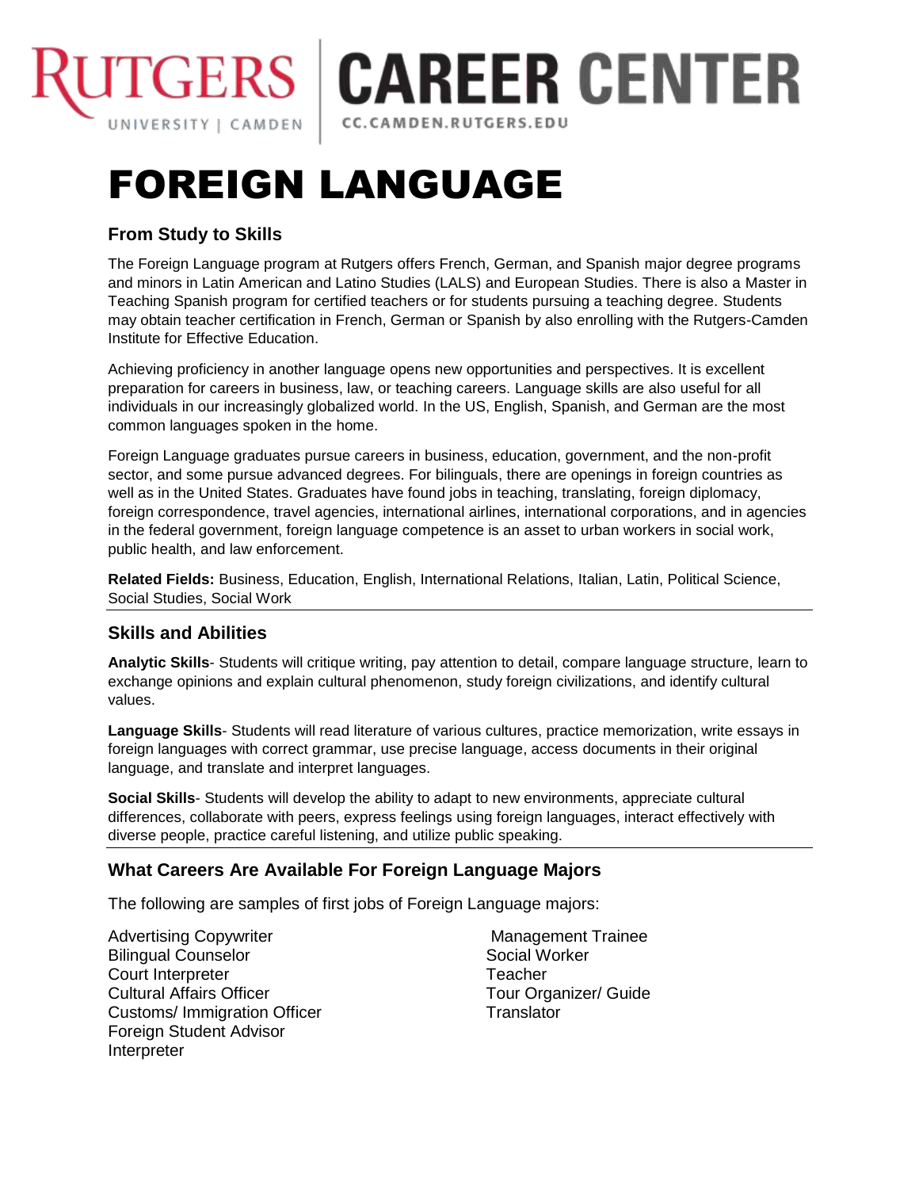RUTGERS UNIVERSITY | CAMDEN | CAREER CENTER CC.CAMDEN.RUTGERS.EDU

# FOREIGN LANGUAGE

## From Study to Skills

The Foreign Language program at Rutgers offers French, German, and Spanish major degree programs and minors in Latin American and Latino Studies (LALS) and European Studies. There is also a Master in Teaching Spanish program for certified teachers or for students pursuing a teaching degree. Students may obtain teacher certification in French, German or Spanish by also enrolling with the Rutgers-Camden Institute for Effective Education.

Achieving proficiency in another language opens new opportunities and perspectives. It is excellent preparation for careers in business, law, or teaching careers. Language skills are also useful for all individuals in our increasingly globalized world. In the US, English, Spanish, and German are the most common languages spoken in the home.

Foreign Language graduates pursue careers in business, education, government, and the non-profit sector, and some pursue advanced degrees. For bilinguals, there are openings in foreign countries as well as in the United States. Graduates have found jobs in teaching, translating, foreign diplomacy, foreign correspondence, travel agencies, international airlines, international corporations, and in agencies in the federal government, foreign language competence is an asset to urban workers in social work, public health, and law enforcement.

**Related Fields:** Business, Education, English, International Relations, Italian, Latin, Political Science, Social Studies, Social Work

## Skills and Abilities

**Analytic Skills**- Students will critique writing, pay attention to detail, compare language structure, learn to exchange opinions and explain cultural phenomenon, study foreign civilizations, and identify cultural values.

**Language Skills**- Students will read literature of various cultures, practice memorization, write essays in foreign languages with correct grammar, use precise language, access documents in their original language, and translate and interpret languages.

**Social Skills**- Students will develop the ability to adapt to new environments, appreciate cultural differences, collaborate with peers, express feelings using foreign languages, interact effectively with diverse people, practice careful listening, and utilize public speaking.

## What Careers Are Available For Foreign Language Majors

The following are samples of first jobs of Foreign Language majors:

- Advertising Copywriter
- Bilingual Counselor
- Court Interpreter
- Cultural Affairs Officer
- Customs/ Immigration Officer
- Foreign Student Advisor
- Interpreter
- Management Trainee
- Social Worker
- Teacher
- Tour Organizer/ Guide
- Translator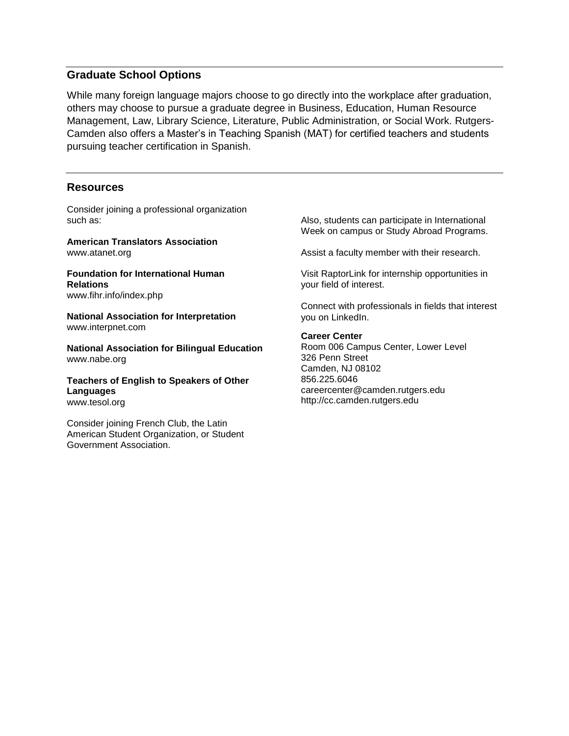## Graduate School Options

While many foreign language majors choose to go directly into the workplace after graduation, others may choose to pursue a graduate degree in Business, Education, Human Resource Management, Law, Library Science, Literature, Public Administration, or Social Work. Rutgers-Camden also offers a Master's in Teaching Spanish (MAT) for certified teachers and students pursuing teacher certification in Spanish.

## Resources

Consider joining a professional organization such as:

**American Translators Association**
www.atanet.org

**Foundation for International Human Relations**
www.fihr.info/index.php

**National Association for Interpretation**
www.interpnet.com

**National Association for Bilingual Education**
www.nabe.org

**Teachers of English to Speakers of Other Languages**
www.tesol.org

Consider joining French Club, the Latin American Student Organization, or Student Government Association.

Also, students can participate in International Week on campus or Study Abroad Programs.

Assist a faculty member with their research.

Visit RaptorLink for internship opportunities in your field of interest.

Connect with professionals in fields that interest you on LinkedIn.

**Career Center**
Room 006 Campus Center, Lower Level
326 Penn Street
Camden, NJ 08102
856.225.6046
careercenter@camden.rutgers.edu
http://cc.camden.rutgers.edu